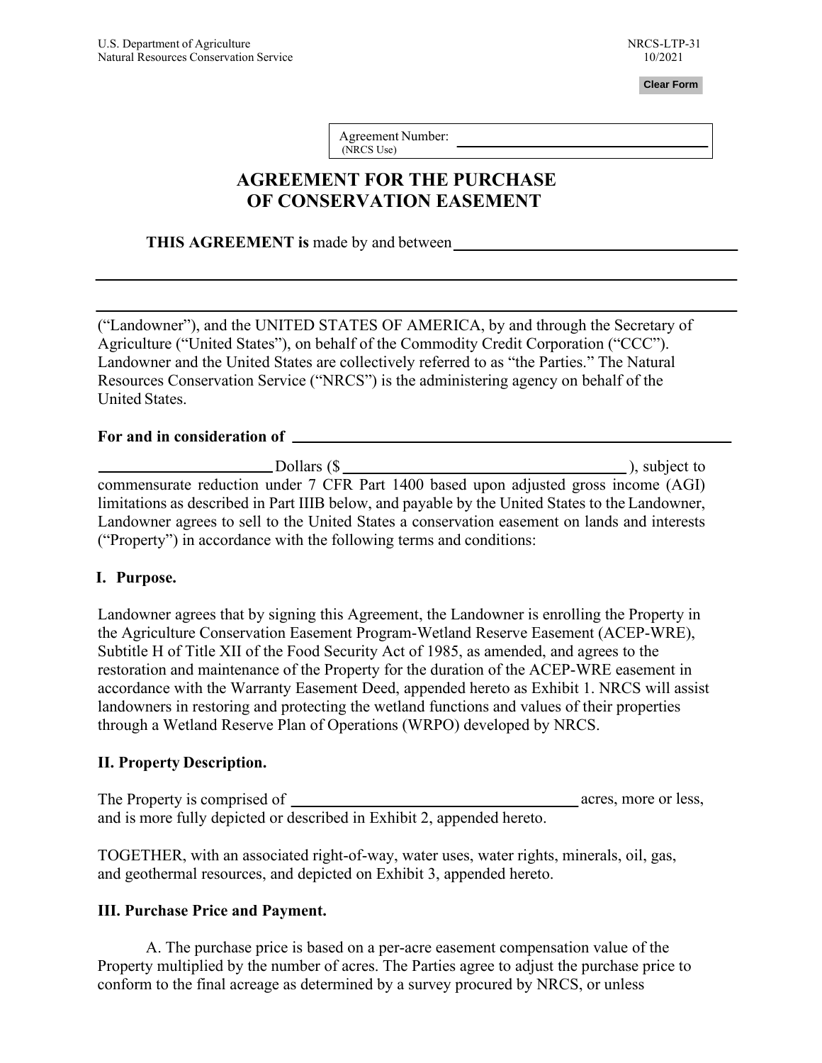U.S. Department of Agriculture
Natural Resources Conservation Service

NRCS-LTP-31
10/2021

Agreement Number: ______________________
(NRCS Use)

# AGREEMENT FOR THE PURCHASE OF CONSERVATION EASEMENT

**THIS AGREEMENT is** made by and between ______________________________________

______________________________________________________________________________

______________________________________________________________________________

("Landowner"), and the UNITED STATES OF AMERICA, by and through the Secretary of Agriculture ("United States"), on behalf of the Commodity Credit Corporation ("CCC"). Landowner and the United States are collectively referred to as "the Parties." The Natural Resources Conservation Service ("NRCS") is the administering agency on behalf of the United States.

**For and in consideration of** ______________________________________________________

______________________ Dollars ($ ______________________________ ), subject to commensurate reduction under 7 CFR Part 1400 based upon adjusted gross income (AGI) limitations as described in Part IIIB below, and payable by the United States to the Landowner, Landowner agrees to sell to the United States a conservation easement on lands and interests ("Property") in accordance with the following terms and conditions:

## I. Purpose.

Landowner agrees that by signing this Agreement, the Landowner is enrolling the Property in the Agriculture Conservation Easement Program-Wetland Reserve Easement (ACEP-WRE), Subtitle H of Title XII of the Food Security Act of 1985, as amended, and agrees to the restoration and maintenance of the Property for the duration of the ACEP-WRE easement in accordance with the Warranty Easement Deed, appended hereto as Exhibit 1. NRCS will assist landowners in restoring and protecting the wetland functions and values of their properties through a Wetland Reserve Plan of Operations (WRPO) developed by NRCS.

## II. Property Description.

The Property is comprised of ______________________________ acres, more or less, and is more fully depicted or described in Exhibit 2, appended hereto.

TOGETHER, with an associated right-of-way, water uses, water rights, minerals, oil, gas, and geothermal resources, and depicted on Exhibit 3, appended hereto.

## III. Purchase Price and Payment.

A. The purchase price is based on a per-acre easement compensation value of the Property multiplied by the number of acres. The Parties agree to adjust the purchase price to conform to the final acreage as determined by a survey procured by NRCS, or unless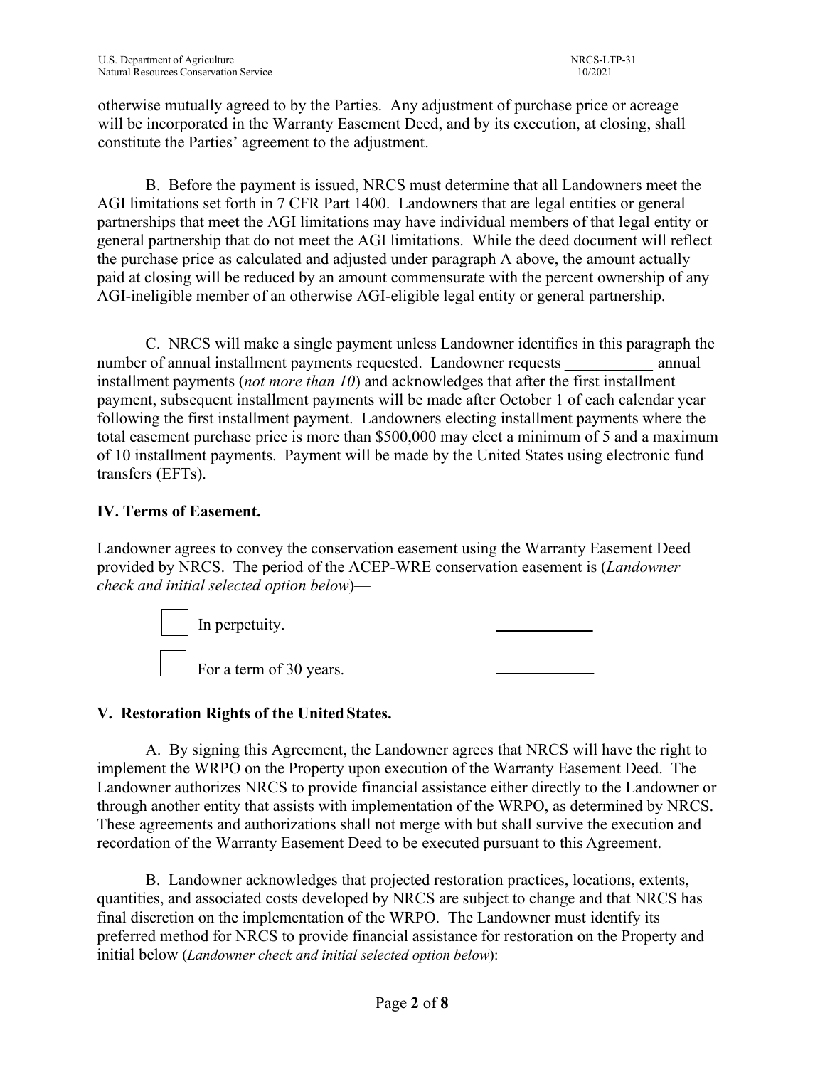otherwise mutually agreed to by the Parties. Any adjustment of purchase price or acreage will be incorporated in the Warranty Easement Deed, and by its execution, at closing, shall constitute the Parties' agreement to the adjustment.

B. Before the payment is issued, NRCS must determine that all Landowners meet the AGI limitations set forth in 7 CFR Part 1400. Landowners that are legal entities or general partnerships that meet the AGI limitations may have individual members of that legal entity or general partnership that do not meet the AGI limitations. While the deed document will reflect the purchase price as calculated and adjusted under paragraph A above, the amount actually paid at closing will be reduced by an amount commensurate with the percent ownership of any AGI-ineligible member of an otherwise AGI-eligible legal entity or general partnership.

C. NRCS will make a single payment unless Landowner identifies in this paragraph the number of annual installment payments requested. Landowner requests ___________ annual installment payments (*not more than 10*) and acknowledges that after the first installment payment, subsequent installment payments will be made after October 1 of each calendar year following the first installment payment. Landowners electing installment payments where the total easement purchase price is more than $500,000 may elect a minimum of 5 and a maximum of 10 installment payments. Payment will be made by the United States using electronic fund transfers (EFTs).

## IV. Terms of Easement.

Landowner agrees to convey the conservation easement using the Warranty Easement Deed provided by NRCS. The period of the ACEP-WRE conservation easement is (*Landowner check and initial selected option below*)—

☐ In perpetuity. ____________

☐ For a term of 30 years. ____________

## V. Restoration Rights of the United States.

A. By signing this Agreement, the Landowner agrees that NRCS will have the right to implement the WRPO on the Property upon execution of the Warranty Easement Deed. The Landowner authorizes NRCS to provide financial assistance either directly to the Landowner or through another entity that assists with implementation of the WRPO, as determined by NRCS. These agreements and authorizations shall not merge with but shall survive the execution and recordation of the Warranty Easement Deed to be executed pursuant to this Agreement.

B. Landowner acknowledges that projected restoration practices, locations, extents, quantities, and associated costs developed by NRCS are subject to change and that NRCS has final discretion on the implementation of the WRPO. The Landowner must identify its preferred method for NRCS to provide financial assistance for restoration on the Property and initial below (*Landowner check and initial selected option below*):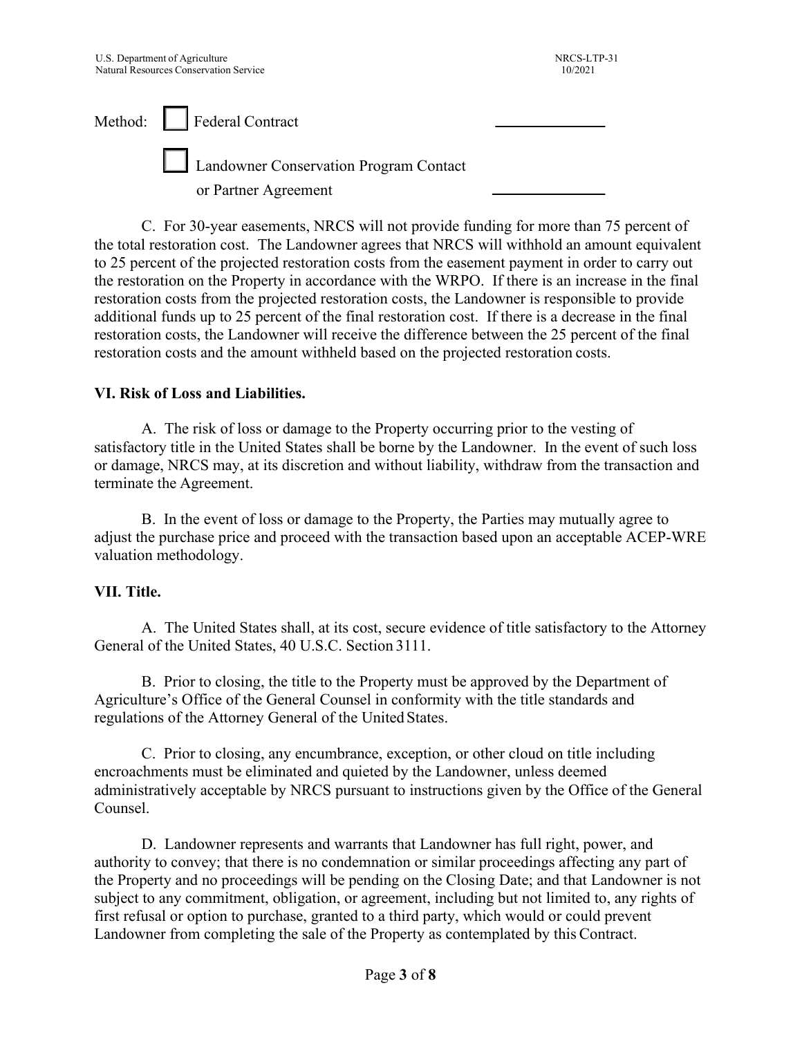Method: ☐ Federal Contract \_\_\_\_\_\_\_\_\_\_\_\_\_\_

☐ Landowner Conservation Program Contact or Partner Agreement \_\_\_\_\_\_\_\_\_\_\_\_\_\_

C. For 30-year easements, NRCS will not provide funding for more than 75 percent of the total restoration cost. The Landowner agrees that NRCS will withhold an amount equivalent to 25 percent of the projected restoration costs from the easement payment in order to carry out the restoration on the Property in accordance with the WRPO. If there is an increase in the final restoration costs from the projected restoration costs, the Landowner is responsible to provide additional funds up to 25 percent of the final restoration cost. If there is a decrease in the final restoration costs, the Landowner will receive the difference between the 25 percent of the final restoration costs and the amount withheld based on the projected restoration costs.

**VI. Risk of Loss and Liabilities.**

A. The risk of loss or damage to the Property occurring prior to the vesting of satisfactory title in the United States shall be borne by the Landowner. In the event of such loss or damage, NRCS may, at its discretion and without liability, withdraw from the transaction and terminate the Agreement.

B. In the event of loss or damage to the Property, the Parties may mutually agree to adjust the purchase price and proceed with the transaction based upon an acceptable ACEP-WRE valuation methodology.

**VII. Title.**

A. The United States shall, at its cost, secure evidence of title satisfactory to the Attorney General of the United States, 40 U.S.C. Section 3111.

B. Prior to closing, the title to the Property must be approved by the Department of Agriculture's Office of the General Counsel in conformity with the title standards and regulations of the Attorney General of the United States.

C. Prior to closing, any encumbrance, exception, or other cloud on title including encroachments must be eliminated and quieted by the Landowner, unless deemed administratively acceptable by NRCS pursuant to instructions given by the Office of the General Counsel.

D. Landowner represents and warrants that Landowner has full right, power, and authority to convey; that there is no condemnation or similar proceedings affecting any part of the Property and no proceedings will be pending on the Closing Date; and that Landowner is not subject to any commitment, obligation, or agreement, including but not limited to, any rights of first refusal or option to purchase, granted to a third party, which would or could prevent Landowner from completing the sale of the Property as contemplated by this Contract.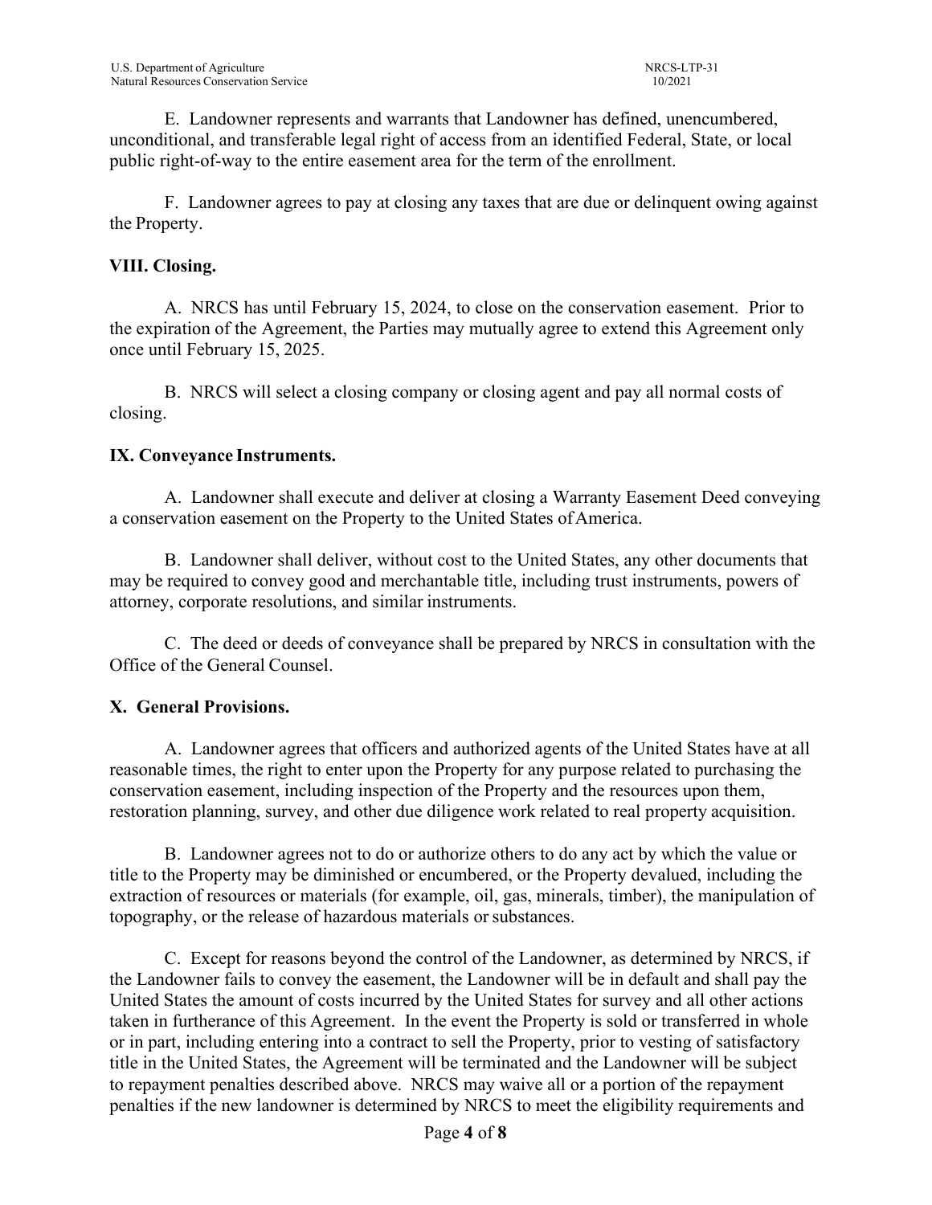E. Landowner represents and warrants that Landowner has defined, unencumbered, unconditional, and transferable legal right of access from an identified Federal, State, or local public right-of-way to the entire easement area for the term of the enrollment.

F. Landowner agrees to pay at closing any taxes that are due or delinquent owing against the Property.

## VIII. Closing.

A. NRCS has until February 15, 2024, to close on the conservation easement. Prior to the expiration of the Agreement, the Parties may mutually agree to extend this Agreement only once until February 15, 2025.

B. NRCS will select a closing company or closing agent and pay all normal costs of closing.

## IX. Conveyance Instruments.

A. Landowner shall execute and deliver at closing a Warranty Easement Deed conveying a conservation easement on the Property to the United States of America.

B. Landowner shall deliver, without cost to the United States, any other documents that may be required to convey good and merchantable title, including trust instruments, powers of attorney, corporate resolutions, and similar instruments.

C. The deed or deeds of conveyance shall be prepared by NRCS in consultation with the Office of the General Counsel.

## X. General Provisions.

A. Landowner agrees that officers and authorized agents of the United States have at all reasonable times, the right to enter upon the Property for any purpose related to purchasing the conservation easement, including inspection of the Property and the resources upon them, restoration planning, survey, and other due diligence work related to real property acquisition.

B. Landowner agrees not to do or authorize others to do any act by which the value or title to the Property may be diminished or encumbered, or the Property devalued, including the extraction of resources or materials (for example, oil, gas, minerals, timber), the manipulation of topography, or the release of hazardous materials or substances.

C. Except for reasons beyond the control of the Landowner, as determined by NRCS, if the Landowner fails to convey the easement, the Landowner will be in default and shall pay the United States the amount of costs incurred by the United States for survey and all other actions taken in furtherance of this Agreement. In the event the Property is sold or transferred in whole or in part, including entering into a contract to sell the Property, prior to vesting of satisfactory title in the United States, the Agreement will be terminated and the Landowner will be subject to repayment penalties described above. NRCS may waive all or a portion of the repayment penalties if the new landowner is determined by NRCS to meet the eligibility requirements and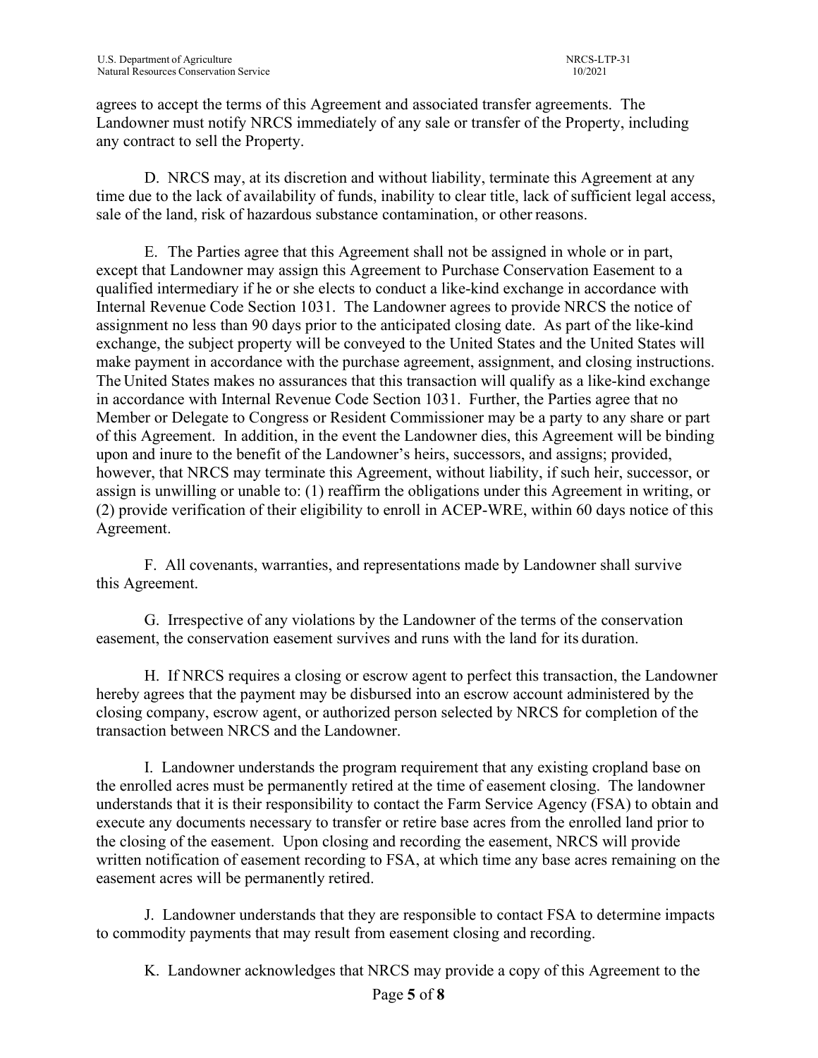agrees to accept the terms of this Agreement and associated transfer agreements. The Landowner must notify NRCS immediately of any sale or transfer of the Property, including any contract to sell the Property.

D. NRCS may, at its discretion and without liability, terminate this Agreement at any time due to the lack of availability of funds, inability to clear title, lack of sufficient legal access, sale of the land, risk of hazardous substance contamination, or other reasons.

E. The Parties agree that this Agreement shall not be assigned in whole or in part, except that Landowner may assign this Agreement to Purchase Conservation Easement to a qualified intermediary if he or she elects to conduct a like-kind exchange in accordance with Internal Revenue Code Section 1031. The Landowner agrees to provide NRCS the notice of assignment no less than 90 days prior to the anticipated closing date. As part of the like-kind exchange, the subject property will be conveyed to the United States and the United States will make payment in accordance with the purchase agreement, assignment, and closing instructions. The United States makes no assurances that this transaction will qualify as a like-kind exchange in accordance with Internal Revenue Code Section 1031. Further, the Parties agree that no Member or Delegate to Congress or Resident Commissioner may be a party to any share or part of this Agreement. In addition, in the event the Landowner dies, this Agreement will be binding upon and inure to the benefit of the Landowner's heirs, successors, and assigns; provided, however, that NRCS may terminate this Agreement, without liability, if such heir, successor, or assign is unwilling or unable to: (1) reaffirm the obligations under this Agreement in writing, or (2) provide verification of their eligibility to enroll in ACEP-WRE, within 60 days notice of this Agreement.

F. All covenants, warranties, and representations made by Landowner shall survive this Agreement.

G. Irrespective of any violations by the Landowner of the terms of the conservation easement, the conservation easement survives and runs with the land for its duration.

H. If NRCS requires a closing or escrow agent to perfect this transaction, the Landowner hereby agrees that the payment may be disbursed into an escrow account administered by the closing company, escrow agent, or authorized person selected by NRCS for completion of the transaction between NRCS and the Landowner.

I. Landowner understands the program requirement that any existing cropland base on the enrolled acres must be permanently retired at the time of easement closing. The landowner understands that it is their responsibility to contact the Farm Service Agency (FSA) to obtain and execute any documents necessary to transfer or retire base acres from the enrolled land prior to the closing of the easement. Upon closing and recording the easement, NRCS will provide written notification of easement recording to FSA, at which time any base acres remaining on the easement acres will be permanently retired.

J. Landowner understands that they are responsible to contact FSA to determine impacts to commodity payments that may result from easement closing and recording.

K. Landowner acknowledges that NRCS may provide a copy of this Agreement to the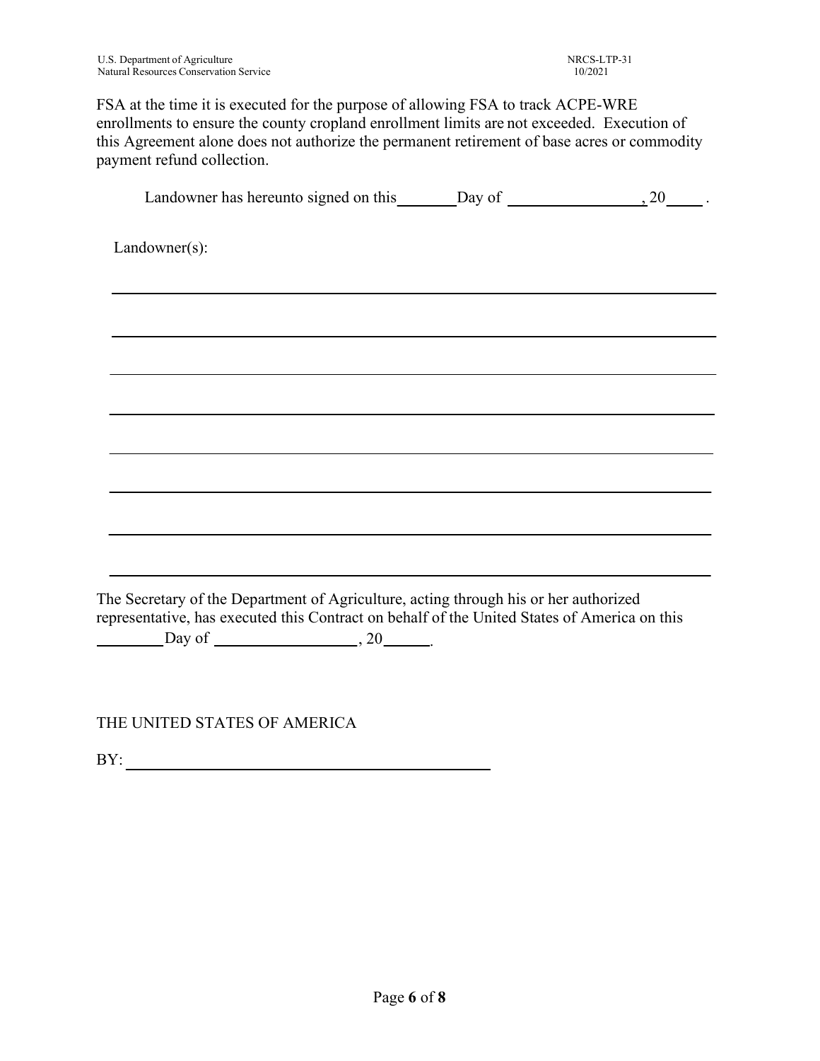FSA at the time it is executed for the purpose of allowing FSA to track ACPE-WRE enrollments to ensure the county cropland enrollment limits are not exceeded. Execution of this Agreement alone does not authorize the permanent retirement of base acres or commodity payment refund collection.

Landowner has hereunto signed on this ________ Day of __________________, 20_____ .

Landowner(s):

______________________________________________________________________________

______________________________________________________________________________

______________________________________________________________________________

______________________________________________________________________________

______________________________________________________________________________

______________________________________________________________________________

______________________________________________________________________________

______________________________________________________________________________

The Secretary of the Department of Agriculture, acting through his or her authorized representative, has executed this Contract on behalf of the United States of America on this ________ Day of __________________, 20______.

THE UNITED STATES OF AMERICA

BY: ____________________________________________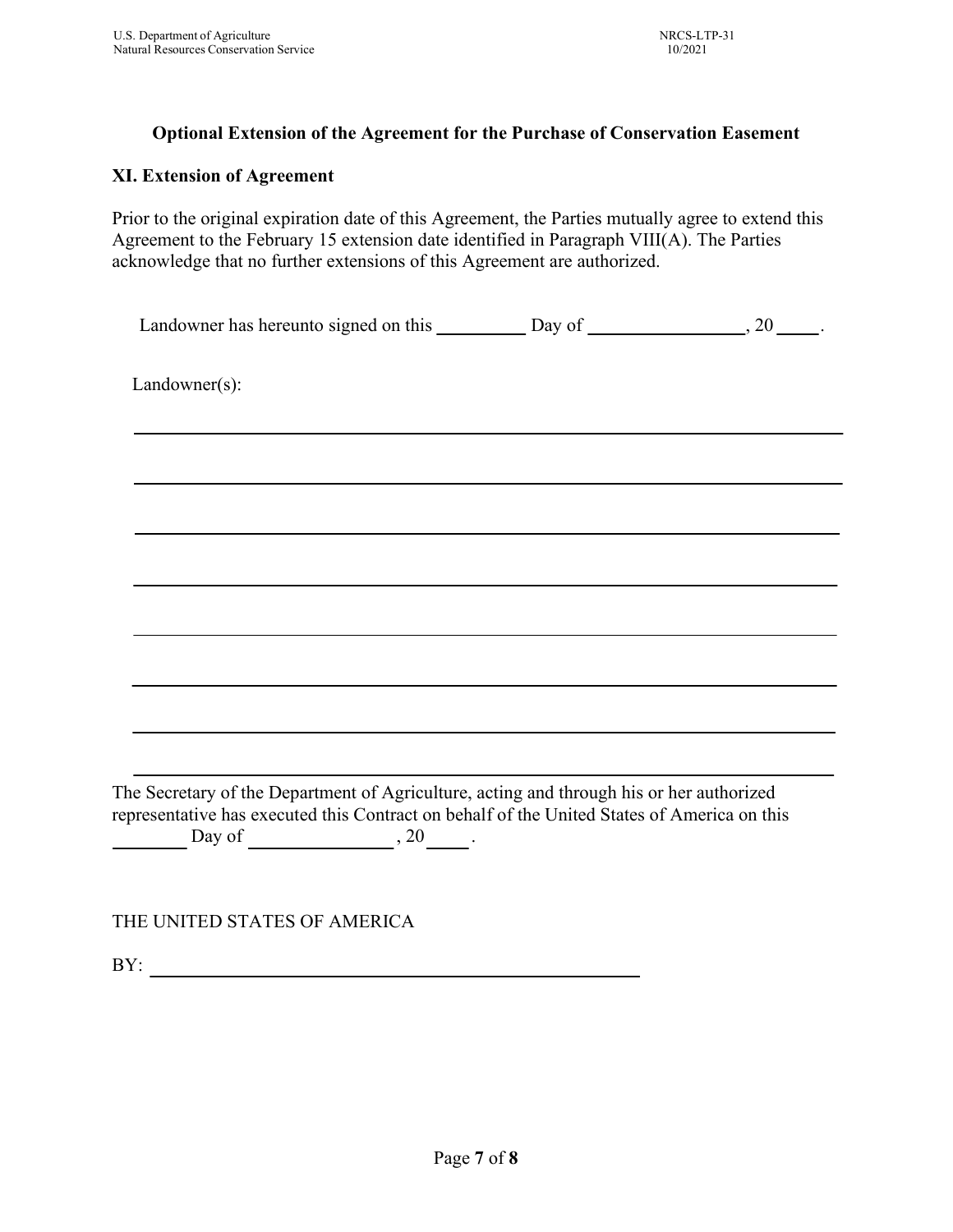**Optional Extension of the Agreement for the Purchase of Conservation Easement**

**XI. Extension of Agreement**

Prior to the original expiration date of this Agreement, the Parties mutually agree to extend this Agreement to the February 15 extension date identified in Paragraph VIII(A). The Parties acknowledge that no further extensions of this Agreement are authorized.

Landowner has hereunto signed on this __________ Day of _________________, 20 _____.

Landowner(s):

_______________________________________________________________________

_______________________________________________________________________

_______________________________________________________________________

_______________________________________________________________________

_______________________________________________________________________

_______________________________________________________________________

_______________________________________________________________________

_______________________________________________________________________

The Secretary of the Department of Agriculture, acting and through his or her authorized representative has executed this Contract on behalf of the United States of America on this ________ Day of ________________ , 20_____ .

THE UNITED STATES OF AMERICA

BY: ______________________________________________________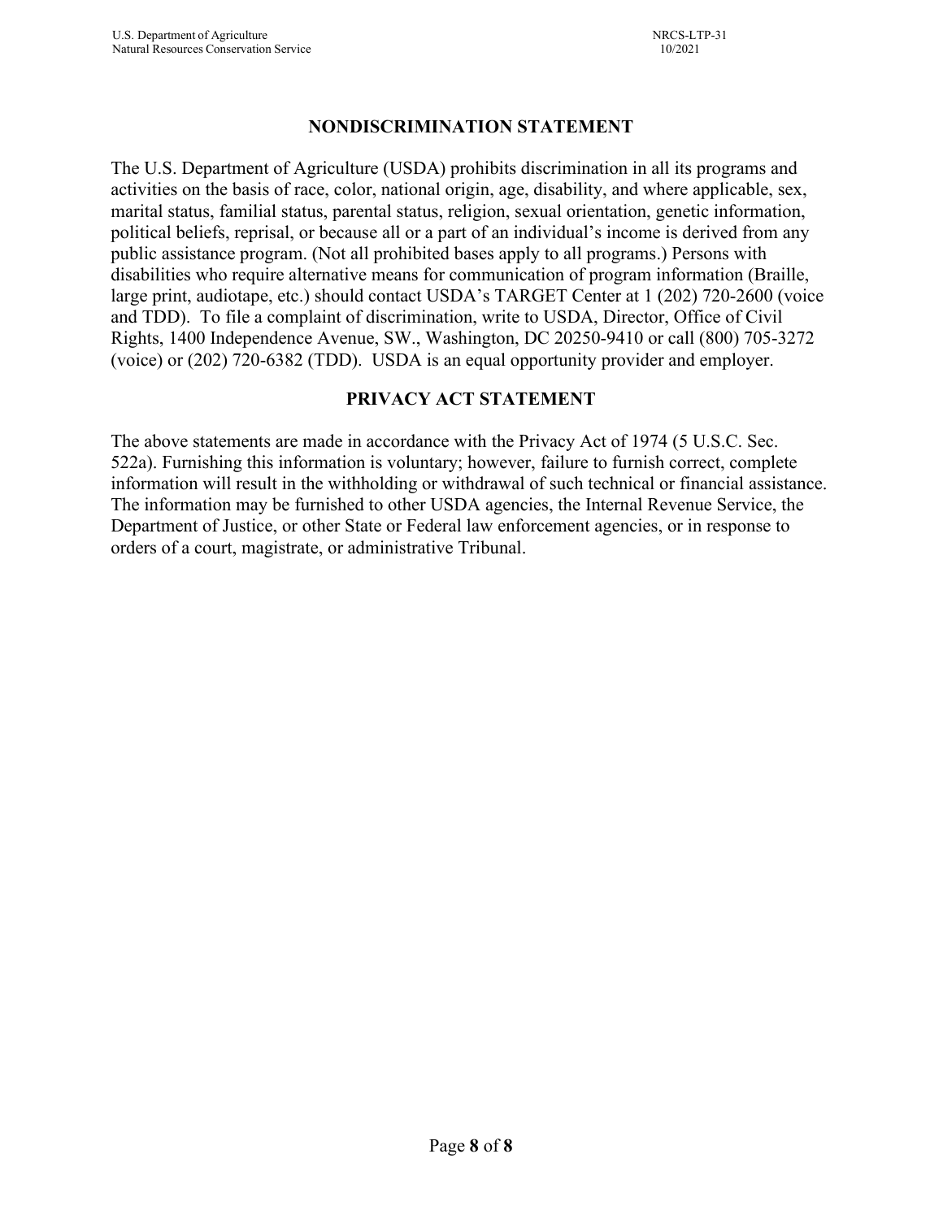## NONDISCRIMINATION STATEMENT

The U.S. Department of Agriculture (USDA) prohibits discrimination in all its programs and activities on the basis of race, color, national origin, age, disability, and where applicable, sex, marital status, familial status, parental status, religion, sexual orientation, genetic information, political beliefs, reprisal, or because all or a part of an individual's income is derived from any public assistance program. (Not all prohibited bases apply to all programs.) Persons with disabilities who require alternative means for communication of program information (Braille, large print, audiotape, etc.) should contact USDA's TARGET Center at 1 (202) 720-2600 (voice and TDD). To file a complaint of discrimination, write to USDA, Director, Office of Civil Rights, 1400 Independence Avenue, SW., Washington, DC 20250-9410 or call (800) 705-3272 (voice) or (202) 720-6382 (TDD). USDA is an equal opportunity provider and employer.

## PRIVACY ACT STATEMENT

The above statements are made in accordance with the Privacy Act of 1974 (5 U.S.C. Sec. 522a). Furnishing this information is voluntary; however, failure to furnish correct, complete information will result in the withholding or withdrawal of such technical or financial assistance. The information may be furnished to other USDA agencies, the Internal Revenue Service, the Department of Justice, or other State or Federal law enforcement agencies, or in response to orders of a court, magistrate, or administrative Tribunal.